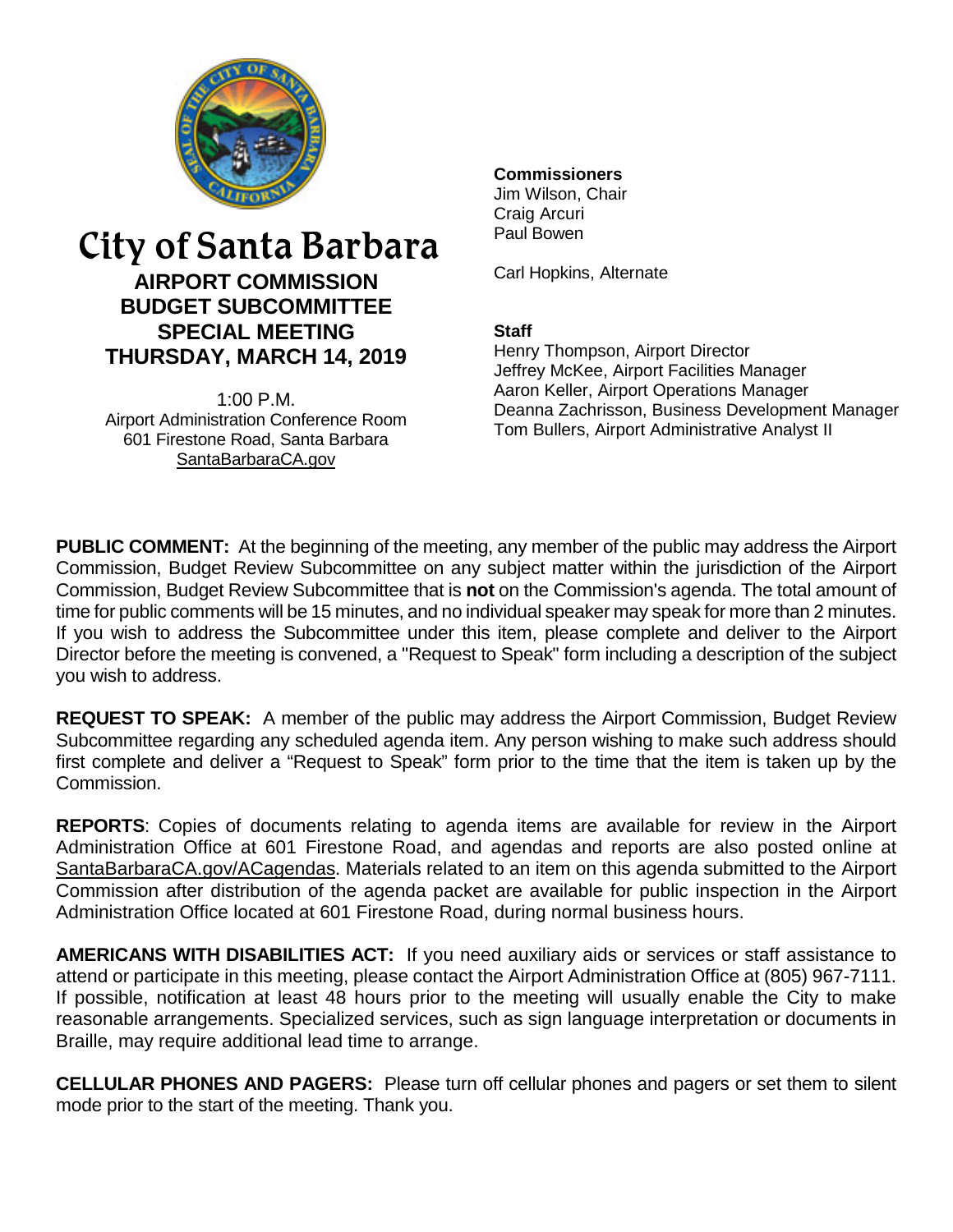# City of Santa Barbara

## AIRPORT COMMISSION BUDGET SUBCOMMITTEE SPECIAL MEETING THURSDAY, MARCH 14, 2019

1:00 P.M.
Airport Administration Conference Room
601 Firestone Road, Santa Barbara
SantaBarbaraCA.gov

**Commissioners**
Jim Wilson, Chair
Craig Arcuri
Paul Bowen

Carl Hopkins, Alternate

**Staff**
Henry Thompson, Airport Director
Jeffrey McKee, Airport Facilities Manager
Aaron Keller, Airport Operations Manager
Deanna Zachrisson, Business Development Manager
Tom Bullers, Airport Administrative Analyst II

**PUBLIC COMMENT:** At the beginning of the meeting, any member of the public may address the Airport Commission, Budget Review Subcommittee on any subject matter within the jurisdiction of the Airport Commission, Budget Review Subcommittee that is **not** on the Commission's agenda. The total amount of time for public comments will be 15 minutes, and no individual speaker may speak for more than 2 minutes. If you wish to address the Subcommittee under this item, please complete and deliver to the Airport Director before the meeting is convened, a "Request to Speak" form including a description of the subject you wish to address.

**REQUEST TO SPEAK:** A member of the public may address the Airport Commission, Budget Review Subcommittee regarding any scheduled agenda item. Any person wishing to make such address should first complete and deliver a "Request to Speak" form prior to the time that the item is taken up by the Commission.

**REPORTS**: Copies of documents relating to agenda items are available for review in the Airport Administration Office at 601 Firestone Road, and agendas and reports are also posted online at SantaBarbaraCA.gov/ACagendas. Materials related to an item on this agenda submitted to the Airport Commission after distribution of the agenda packet are available for public inspection in the Airport Administration Office located at 601 Firestone Road, during normal business hours.

**AMERICANS WITH DISABILITIES ACT:** If you need auxiliary aids or services or staff assistance to attend or participate in this meeting, please contact the Airport Administration Office at (805) 967-7111. If possible, notification at least 48 hours prior to the meeting will usually enable the City to make reasonable arrangements. Specialized services, such as sign language interpretation or documents in Braille, may require additional lead time to arrange.

**CELLULAR PHONES AND PAGERS:** Please turn off cellular phones and pagers or set them to silent mode prior to the start of the meeting. Thank you.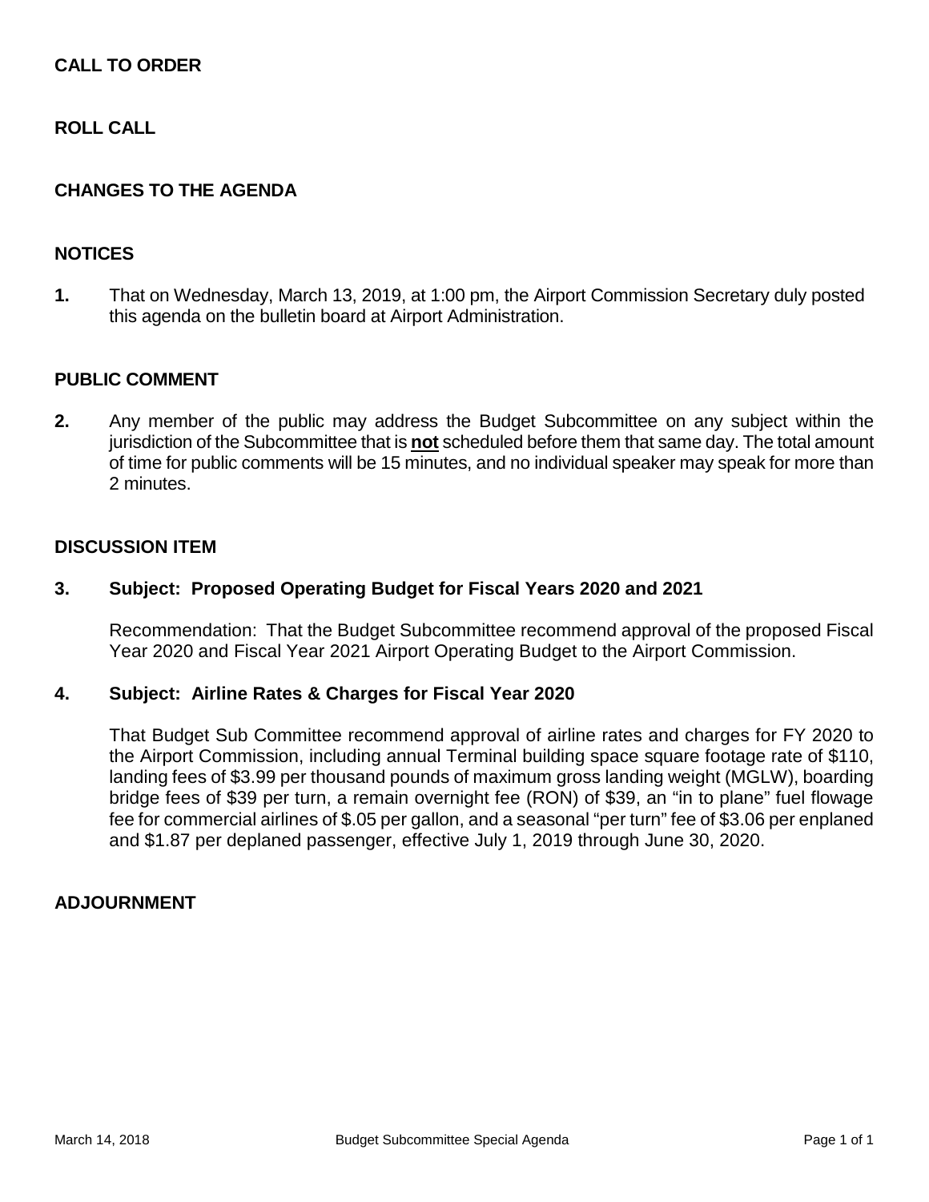**CALL TO ORDER**

**ROLL CALL**

**CHANGES TO THE AGENDA**

**NOTICES**

**1.** That on Wednesday, March 13, 2019, at 1:00 pm, the Airport Commission Secretary duly posted this agenda on the bulletin board at Airport Administration.

**PUBLIC COMMENT**

**2.** Any member of the public may address the Budget Subcommittee on any subject within the jurisdiction of the Subcommittee that is **not** scheduled before them that same day. The total amount of time for public comments will be 15 minutes, and no individual speaker may speak for more than 2 minutes.

**DISCUSSION ITEM**

**3. Subject: Proposed Operating Budget for Fiscal Years 2020 and 2021**

Recommendation: That the Budget Subcommittee recommend approval of the proposed Fiscal Year 2020 and Fiscal Year 2021 Airport Operating Budget to the Airport Commission.

**4. Subject: Airline Rates & Charges for Fiscal Year 2020**

That Budget Sub Committee recommend approval of airline rates and charges for FY 2020 to the Airport Commission, including annual Terminal building space square footage rate of $110, landing fees of $3.99 per thousand pounds of maximum gross landing weight (MGLW), boarding bridge fees of $39 per turn, a remain overnight fee (RON) of $39, an "in to plane" fuel flowage fee for commercial airlines of $.05 per gallon, and a seasonal "per turn" fee of $3.06 per enplaned and $1.87 per deplaned passenger, effective July 1, 2019 through June 30, 2020.

**ADJOURNMENT**